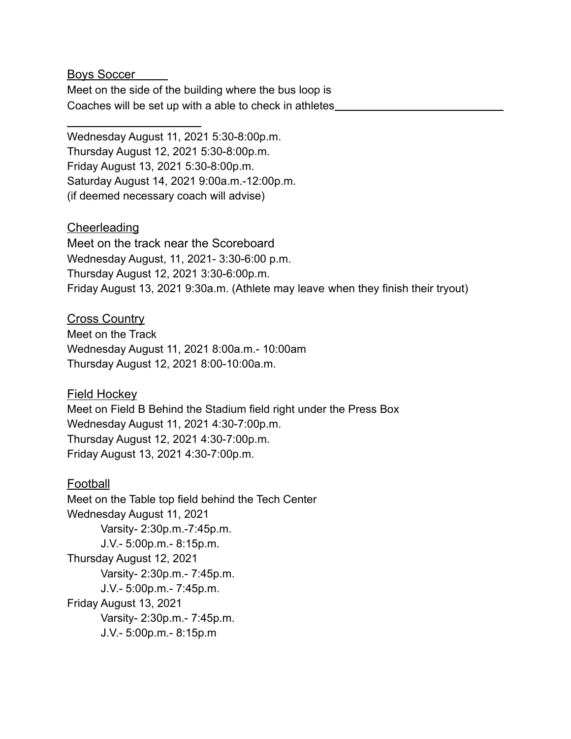## Boys Soccer

Meet on the side of the building where the bus loop is
Coaches will be set up with a able to check in athletes

Wednesday August 11, 2021 5:30-8:00p.m.
Thursday August 12, 2021 5:30-8:00p.m.
Friday August 13, 2021 5:30-8:00p.m.
Saturday August 14, 2021 9:00a.m.-12:00p.m.
(if deemed necessary coach will advise)

## Cheerleading

Meet on the track near the Scoreboard
Wednesday August, 11, 2021- 3:30-6:00 p.m.
Thursday August 12, 2021 3:30-6:00p.m.
Friday August 13, 2021 9:30a.m. (Athlete may leave when they finish their tryout)

## Cross Country

Meet on the Track
Wednesday August 11, 2021 8:00a.m.- 10:00am
Thursday August 12, 2021 8:00-10:00a.m.

## Field Hockey

Meet on Field B Behind the Stadium field right under the Press Box
Wednesday August 11, 2021 4:30-7:00p.m.
Thursday August 12, 2021 4:30-7:00p.m.
Friday August 13, 2021 4:30-7:00p.m.

## Football

Meet on the Table top field behind the Tech Center

Wednesday August 11, 2021
- Varsity- 2:30p.m.-7:45p.m.
- J.V.- 5:00p.m.- 8:15p.m.

Thursday August 12, 2021
- Varsity- 2:30p.m.- 7:45p.m.
- J.V.- 5:00p.m.- 7:45p.m.

Friday August 13, 2021
- Varsity- 2:30p.m.- 7:45p.m.
- J.V.- 5:00p.m.- 8:15p.m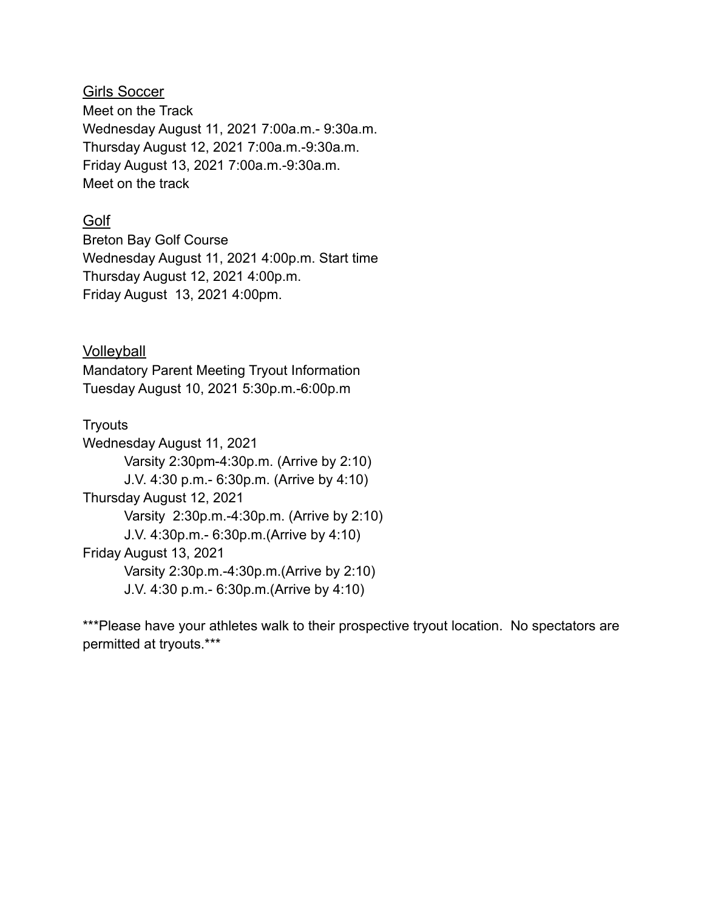<u>Girls Soccer</u>

Meet on the Track
Wednesday August 11, 2021 7:00a.m.- 9:30a.m.
Thursday August 12, 2021 7:00a.m.-9:30a.m.
Friday August 13, 2021 7:00a.m.-9:30a.m.
Meet on the track

<u>Golf</u>

Breton Bay Golf Course
Wednesday August 11, 2021 4:00p.m. Start time
Thursday August 12, 2021 4:00p.m.
Friday August 13, 2021 4:00pm.

<u>Volleyball</u>

Mandatory Parent Meeting Tryout Information
Tuesday August 10, 2021 5:30p.m.-6:00p.m

Tryouts

Wednesday August 11, 2021
- Varsity 2:30pm-4:30p.m. (Arrive by 2:10)
- J.V. 4:30 p.m.- 6:30p.m. (Arrive by 4:10)

Thursday August 12, 2021
- Varsity 2:30p.m.-4:30p.m. (Arrive by 2:10)
- J.V. 4:30p.m.- 6:30p.m.(Arrive by 4:10)

Friday August 13, 2021
- Varsity 2:30p.m.-4:30p.m.(Arrive by 2:10)
- J.V. 4:30 p.m.- 6:30p.m.(Arrive by 4:10)

***Please have your athletes walk to their prospective tryout location. No spectators are permitted at tryouts.***